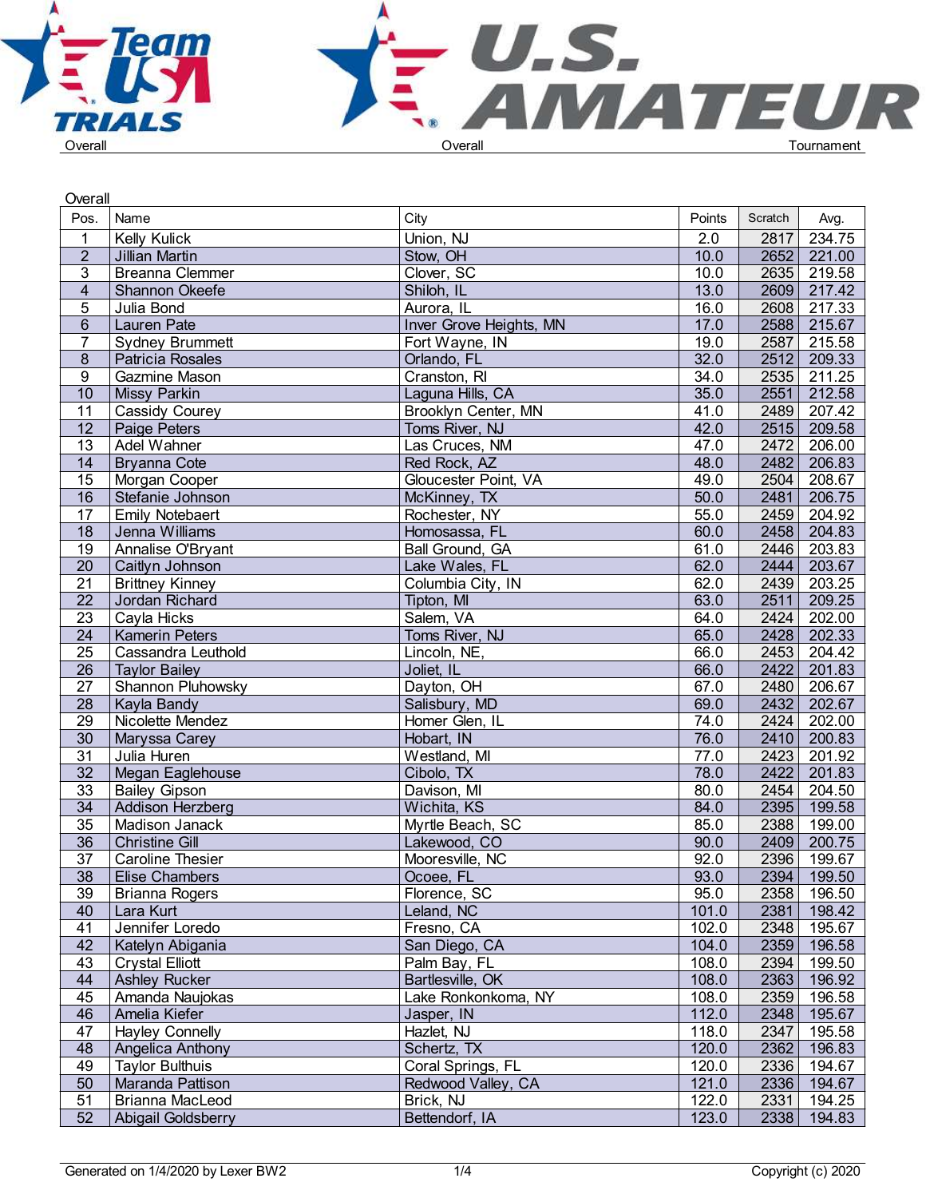Overall — Overall — Tournament

## Overall

| Pos. | Name | City | Points | Scratch | Avg. |
|---|---|---|---|---|---|
| 1 | Kelly Kulick | Union, NJ | 2.0 | 2817 | 234.75 |
| 2 | Jillian Martin | Stow, OH | 10.0 | 2652 | 221.00 |
| 3 | Breanna Clemmer | Clover, SC | 10.0 | 2635 | 219.58 |
| 4 | Shannon Okeefe | Shiloh, IL | 13.0 | 2609 | 217.42 |
| 5 | Julia Bond | Aurora, IL | 16.0 | 2608 | 217.33 |
| 6 | Lauren Pate | Inver Grove Heights, MN | 17.0 | 2588 | 215.67 |
| 7 | Sydney Brummett | Fort Wayne, IN | 19.0 | 2587 | 215.58 |
| 8 | Patricia Rosales | Orlando, FL | 32.0 | 2512 | 209.33 |
| 9 | Gazmine Mason | Cranston, RI | 34.0 | 2535 | 211.25 |
| 10 | Missy Parkin | Laguna Hills, CA | 35.0 | 2551 | 212.58 |
| 11 | Cassidy Courey | Brooklyn Center, MN | 41.0 | 2489 | 207.42 |
| 12 | Paige Peters | Toms River, NJ | 42.0 | 2515 | 209.58 |
| 13 | Adel Wahner | Las Cruces, NM | 47.0 | 2472 | 206.00 |
| 14 | Bryanna Cote | Red Rock, AZ | 48.0 | 2482 | 206.83 |
| 15 | Morgan Cooper | Gloucester Point, VA | 49.0 | 2504 | 208.67 |
| 16 | Stefanie Johnson | McKinney, TX | 50.0 | 2481 | 206.75 |
| 17 | Emily Notebaert | Rochester, NY | 55.0 | 2459 | 204.92 |
| 18 | Jenna Williams | Homosassa, FL | 60.0 | 2458 | 204.83 |
| 19 | Annalise O'Bryant | Ball Ground, GA | 61.0 | 2446 | 203.83 |
| 20 | Caitlyn Johnson | Lake Wales, FL | 62.0 | 2444 | 203.67 |
| 21 | Brittney Kinney | Columbia City, IN | 62.0 | 2439 | 203.25 |
| 22 | Jordan Richard | Tipton, MI | 63.0 | 2511 | 209.25 |
| 23 | Cayla Hicks | Salem, VA | 64.0 | 2424 | 202.00 |
| 24 | Kamerin Peters | Toms River, NJ | 65.0 | 2428 | 202.33 |
| 25 | Cassandra Leuthold | Lincoln, NE, | 66.0 | 2453 | 204.42 |
| 26 | Taylor Bailey | Joliet, IL | 66.0 | 2422 | 201.83 |
| 27 | Shannon Pluhowsky | Dayton, OH | 67.0 | 2480 | 206.67 |
| 28 | Kayla Bandy | Salisbury, MD | 69.0 | 2432 | 202.67 |
| 29 | Nicolette Mendez | Homer Glen, IL | 74.0 | 2424 | 202.00 |
| 30 | Maryssa Carey | Hobart, IN | 76.0 | 2410 | 200.83 |
| 31 | Julia Huren | Westland, MI | 77.0 | 2423 | 201.92 |
| 32 | Megan Eaglehouse | Cibolo, TX | 78.0 | 2422 | 201.83 |
| 33 | Bailey Gipson | Davison, MI | 80.0 | 2454 | 204.50 |
| 34 | Addison Herzberg | Wichita, KS | 84.0 | 2395 | 199.58 |
| 35 | Madison Janack | Myrtle Beach, SC | 85.0 | 2388 | 199.00 |
| 36 | Christine Gill | Lakewood, CO | 90.0 | 2409 | 200.75 |
| 37 | Caroline Thesier | Mooresville, NC | 92.0 | 2396 | 199.67 |
| 38 | Elise Chambers | Ocoee, FL | 93.0 | 2394 | 199.50 |
| 39 | Brianna Rogers | Florence, SC | 95.0 | 2358 | 196.50 |
| 40 | Lara Kurt | Leland, NC | 101.0 | 2381 | 198.42 |
| 41 | Jennifer Loredo | Fresno, CA | 102.0 | 2348 | 195.67 |
| 42 | Katelyn Abigania | San Diego, CA | 104.0 | 2359 | 196.58 |
| 43 | Crystal Elliott | Palm Bay, FL | 108.0 | 2394 | 199.50 |
| 44 | Ashley Rucker | Bartlesville, OK | 108.0 | 2363 | 196.92 |
| 45 | Amanda Naujokas | Lake Ronkonkoma, NY | 108.0 | 2359 | 196.58 |
| 46 | Amelia Kiefer | Jasper, IN | 112.0 | 2348 | 195.67 |
| 47 | Hayley Connelly | Hazlet, NJ | 118.0 | 2347 | 195.58 |
| 48 | Angelica Anthony | Schertz, TX | 120.0 | 2362 | 196.83 |
| 49 | Taylor Bulthuis | Coral Springs, FL | 120.0 | 2336 | 194.67 |
| 50 | Maranda Pattison | Redwood Valley, CA | 121.0 | 2336 | 194.67 |
| 51 | Brianna MacLeod | Brick, NJ | 122.0 | 2331 | 194.25 |
| 52 | Abigail Goldsberry | Bettendorf, IA | 123.0 | 2338 | 194.83 |

Generated on 1/4/2020 by Lexer BW2 — Copyright (c) 2020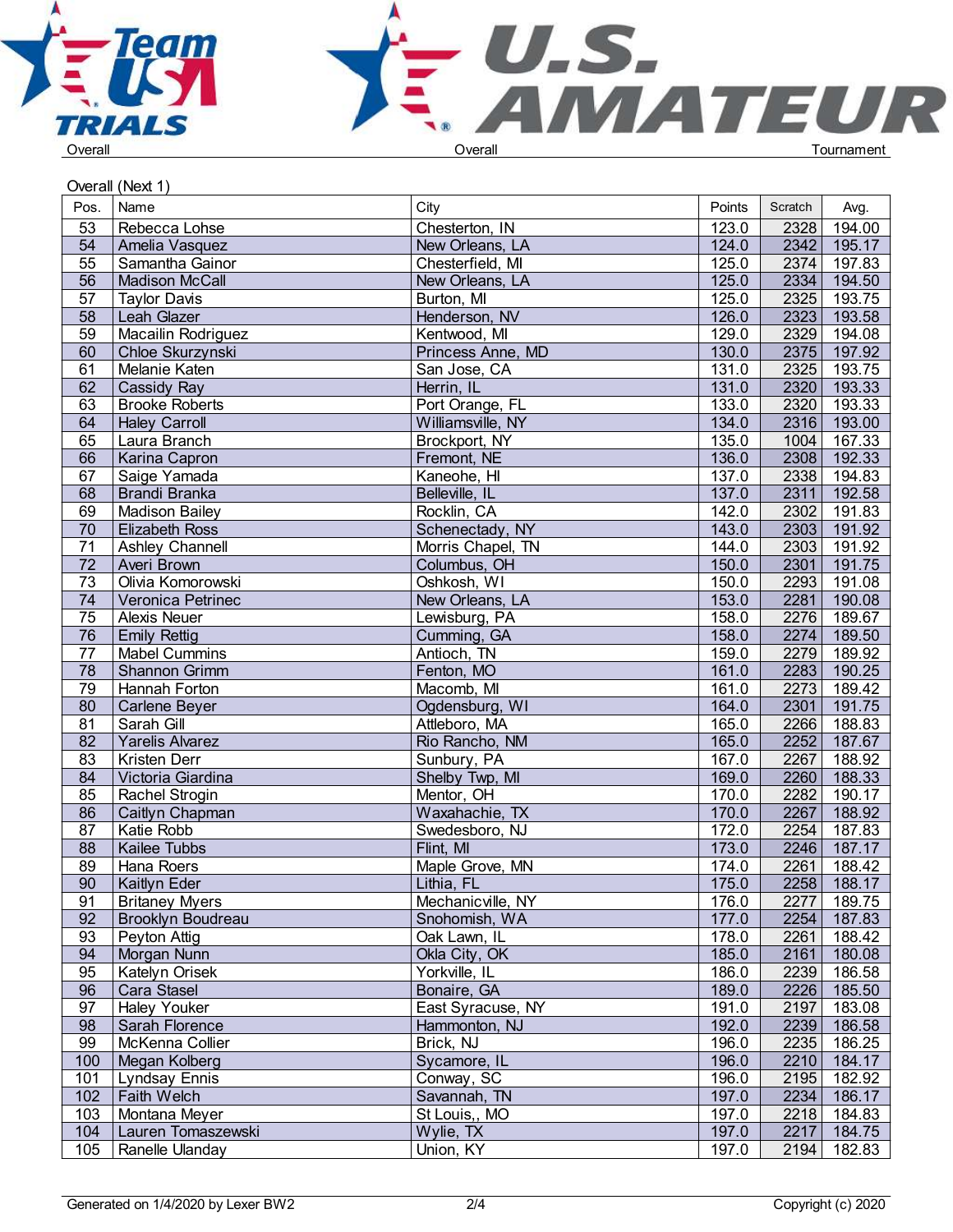Overall | Overall | Tournament

## Overall (Next 1)

| Pos. | Name | City | Points | Scratch | Avg. |
|---|---|---|---|---|---|
| 53 | Rebecca Lohse | Chesterton, IN | 123.0 | 2328 | 194.00 |
| 54 | Amelia Vasquez | New Orleans, LA | 124.0 | 2342 | 195.17 |
| 55 | Samantha Gainor | Chesterfield, MI | 125.0 | 2374 | 197.83 |
| 56 | Madison McCall | New Orleans, LA | 125.0 | 2334 | 194.50 |
| 57 | Taylor Davis | Burton, MI | 125.0 | 2325 | 193.75 |
| 58 | Leah Glazer | Henderson, NV | 126.0 | 2323 | 193.58 |
| 59 | Macailin Rodriguez | Kentwood, MI | 129.0 | 2329 | 194.08 |
| 60 | Chloe Skurzynski | Princess Anne, MD | 130.0 | 2375 | 197.92 |
| 61 | Melanie Katen | San Jose, CA | 131.0 | 2325 | 193.75 |
| 62 | Cassidy Ray | Herrin, IL | 131.0 | 2320 | 193.33 |
| 63 | Brooke Roberts | Port Orange, FL | 133.0 | 2320 | 193.33 |
| 64 | Haley Carroll | Williamsville, NY | 134.0 | 2316 | 193.00 |
| 65 | Laura Branch | Brockport, NY | 135.0 | 1004 | 167.33 |
| 66 | Karina Capron | Fremont, NE | 136.0 | 2308 | 192.33 |
| 67 | Saige Yamada | Kaneohe, HI | 137.0 | 2338 | 194.83 |
| 68 | Brandi Branka | Belleville, IL | 137.0 | 2311 | 192.58 |
| 69 | Madison Bailey | Rocklin, CA | 142.0 | 2302 | 191.83 |
| 70 | Elizabeth Ross | Schenectady, NY | 143.0 | 2303 | 191.92 |
| 71 | Ashley Channell | Morris Chapel, TN | 144.0 | 2303 | 191.92 |
| 72 | Averi Brown | Columbus, OH | 150.0 | 2301 | 191.75 |
| 73 | Olivia Komorowski | Oshkosh, WI | 150.0 | 2293 | 191.08 |
| 74 | Veronica Petrinec | New Orleans, LA | 153.0 | 2281 | 190.08 |
| 75 | Alexis Neuer | Lewisburg, PA | 158.0 | 2276 | 189.67 |
| 76 | Emily Rettig | Cumming, GA | 158.0 | 2274 | 189.50 |
| 77 | Mabel Cummins | Antioch, TN | 159.0 | 2279 | 189.92 |
| 78 | Shannon Grimm | Fenton, MO | 161.0 | 2283 | 190.25 |
| 79 | Hannah Forton | Macomb, MI | 161.0 | 2273 | 189.42 |
| 80 | Carlene Beyer | Ogdensburg, WI | 164.0 | 2301 | 191.75 |
| 81 | Sarah Gill | Attleboro, MA | 165.0 | 2266 | 188.83 |
| 82 | Yarelis Alvarez | Rio Rancho, NM | 165.0 | 2252 | 187.67 |
| 83 | Kristen Derr | Sunbury, PA | 167.0 | 2267 | 188.92 |
| 84 | Victoria Giardina | Shelby Twp, MI | 169.0 | 2260 | 188.33 |
| 85 | Rachel Strogin | Mentor, OH | 170.0 | 2282 | 190.17 |
| 86 | Caitlyn Chapman | Waxahachie, TX | 170.0 | 2267 | 188.92 |
| 87 | Katie Robb | Swedesboro, NJ | 172.0 | 2254 | 187.83 |
| 88 | Kailee Tubbs | Flint, MI | 173.0 | 2246 | 187.17 |
| 89 | Hana Roers | Maple Grove, MN | 174.0 | 2261 | 188.42 |
| 90 | Kaitlyn Eder | Lithia, FL | 175.0 | 2258 | 188.17 |
| 91 | Britaney Myers | Mechanicville, NY | 176.0 | 2277 | 189.75 |
| 92 | Brooklyn Boudreau | Snohomish, WA | 177.0 | 2254 | 187.83 |
| 93 | Peyton Attig | Oak Lawn, IL | 178.0 | 2261 | 188.42 |
| 94 | Morgan Nunn | Okla City, OK | 185.0 | 2161 | 180.08 |
| 95 | Katelyn Orisek | Yorkville, IL | 186.0 | 2239 | 186.58 |
| 96 | Cara Stasel | Bonaire, GA | 189.0 | 2226 | 185.50 |
| 97 | Haley Youker | East Syracuse, NY | 191.0 | 2197 | 183.08 |
| 98 | Sarah Florence | Hammonton, NJ | 192.0 | 2239 | 186.58 |
| 99 | McKenna Collier | Brick, NJ | 196.0 | 2235 | 186.25 |
| 100 | Megan Kolberg | Sycamore, IL | 196.0 | 2210 | 184.17 |
| 101 | Lyndsay Ennis | Conway, SC | 196.0 | 2195 | 182.92 |
| 102 | Faith Welch | Savannah, TN | 197.0 | 2234 | 186.17 |
| 103 | Montana Meyer | St Louis,, MO | 197.0 | 2218 | 184.83 |
| 104 | Lauren Tomaszewski | Wylie, TX | 197.0 | 2217 | 184.75 |
| 105 | Ranelle Ulanday | Union, KY | 197.0 | 2194 | 182.83 |

Generated on 1/4/2020 by Lexer BW2 | Copyright (c) 2020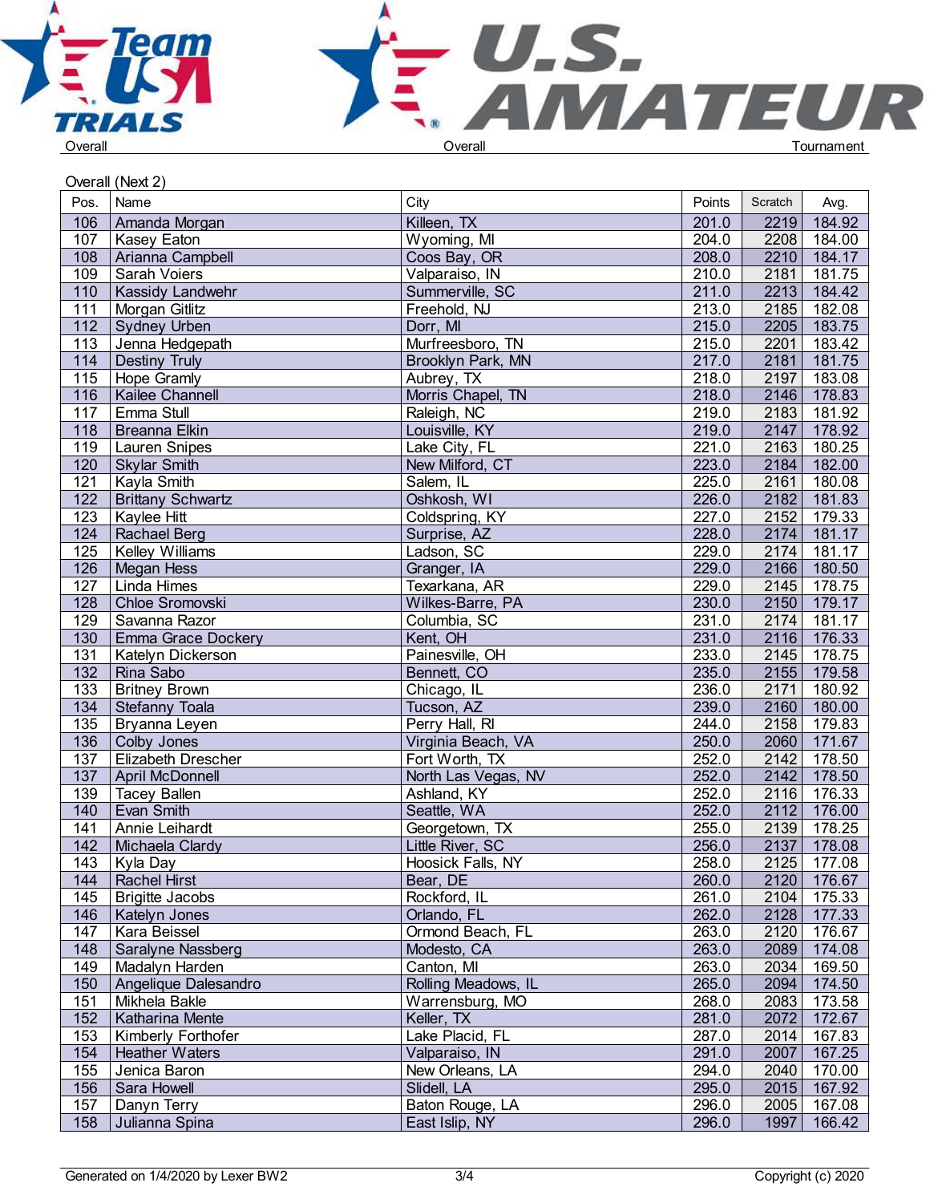Overall | Overall | Tournament

Overall (Next 2)

| Pos. | Name | City | Points | Scratch | Avg. |
|---|---|---|---|---|---|
| 106 | Amanda Morgan | Killeen, TX | 201.0 | 2219 | 184.92 |
| 107 | Kasey Eaton | Wyoming, MI | 204.0 | 2208 | 184.00 |
| 108 | Arianna Campbell | Coos Bay, OR | 208.0 | 2210 | 184.17 |
| 109 | Sarah Voiers | Valparaiso, IN | 210.0 | 2181 | 181.75 |
| 110 | Kassidy Landwehr | Summerville, SC | 211.0 | 2213 | 184.42 |
| 111 | Morgan Gitlitz | Freehold, NJ | 213.0 | 2185 | 182.08 |
| 112 | Sydney Urben | Dorr, MI | 215.0 | 2205 | 183.75 |
| 113 | Jenna Hedgepath | Murfreesboro, TN | 215.0 | 2201 | 183.42 |
| 114 | Destiny Truly | Brooklyn Park, MN | 217.0 | 2181 | 181.75 |
| 115 | Hope Gramly | Aubrey, TX | 218.0 | 2197 | 183.08 |
| 116 | Kailee Channell | Morris Chapel, TN | 218.0 | 2146 | 178.83 |
| 117 | Emma Stull | Raleigh, NC | 219.0 | 2183 | 181.92 |
| 118 | Breanna Elkin | Louisville, KY | 219.0 | 2147 | 178.92 |
| 119 | Lauren Snipes | Lake City, FL | 221.0 | 2163 | 180.25 |
| 120 | Skylar Smith | New Milford, CT | 223.0 | 2184 | 182.00 |
| 121 | Kayla Smith | Salem, IL | 225.0 | 2161 | 180.08 |
| 122 | Brittany Schwartz | Oshkosh, WI | 226.0 | 2182 | 181.83 |
| 123 | Kaylee Hitt | Coldspring, KY | 227.0 | 2152 | 179.33 |
| 124 | Rachael Berg | Surprise, AZ | 228.0 | 2174 | 181.17 |
| 125 | Kelley Williams | Ladson, SC | 229.0 | 2174 | 181.17 |
| 126 | Megan Hess | Granger, IA | 229.0 | 2166 | 180.50 |
| 127 | Linda Himes | Texarkana, AR | 229.0 | 2145 | 178.75 |
| 128 | Chloe Sromovski | Wilkes-Barre, PA | 230.0 | 2150 | 179.17 |
| 129 | Savanna Razor | Columbia, SC | 231.0 | 2174 | 181.17 |
| 130 | Emma Grace Dockery | Kent, OH | 231.0 | 2116 | 176.33 |
| 131 | Katelyn Dickerson | Painesville, OH | 233.0 | 2145 | 178.75 |
| 132 | Rina Sabo | Bennett, CO | 235.0 | 2155 | 179.58 |
| 133 | Britney Brown | Chicago, IL | 236.0 | 2171 | 180.92 |
| 134 | Stefanny Toala | Tucson, AZ | 239.0 | 2160 | 180.00 |
| 135 | Bryanna Leyen | Perry Hall, RI | 244.0 | 2158 | 179.83 |
| 136 | Colby Jones | Virginia Beach, VA | 250.0 | 2060 | 171.67 |
| 137 | Elizabeth Drescher | Fort Worth, TX | 252.0 | 2142 | 178.50 |
| 137 | April McDonnell | North Las Vegas, NV | 252.0 | 2142 | 178.50 |
| 139 | Tacey Ballen | Ashland, KY | 252.0 | 2116 | 176.33 |
| 140 | Evan Smith | Seattle, WA | 252.0 | 2112 | 176.00 |
| 141 | Annie Leihardt | Georgetown, TX | 255.0 | 2139 | 178.25 |
| 142 | Michaela Clardy | Little River, SC | 256.0 | 2137 | 178.08 |
| 143 | Kyla Day | Hoosick Falls, NY | 258.0 | 2125 | 177.08 |
| 144 | Rachel Hirst | Bear, DE | 260.0 | 2120 | 176.67 |
| 145 | Brigitte Jacobs | Rockford, IL | 261.0 | 2104 | 175.33 |
| 146 | Katelyn Jones | Orlando, FL | 262.0 | 2128 | 177.33 |
| 147 | Kara Beissel | Ormond Beach, FL | 263.0 | 2120 | 176.67 |
| 148 | Saralyne Nassberg | Modesto, CA | 263.0 | 2089 | 174.08 |
| 149 | Madalyn Harden | Canton, MI | 263.0 | 2034 | 169.50 |
| 150 | Angelique Dalesandro | Rolling Meadows, IL | 265.0 | 2094 | 174.50 |
| 151 | Mikhela Bakle | Warrensburg, MO | 268.0 | 2083 | 173.58 |
| 152 | Katharina Mente | Keller, TX | 281.0 | 2072 | 172.67 |
| 153 | Kimberly Forthofer | Lake Placid, FL | 287.0 | 2014 | 167.83 |
| 154 | Heather Waters | Valparaiso, IN | 291.0 | 2007 | 167.25 |
| 155 | Jenica Baron | New Orleans, LA | 294.0 | 2040 | 170.00 |
| 156 | Sara Howell | Slidell, LA | 295.0 | 2015 | 167.92 |
| 157 | Danyn Terry | Baton Rouge, LA | 296.0 | 2005 | 167.08 |
| 158 | Julianna Spina | East Islip, NY | 296.0 | 1997 | 166.42 |

Generated on 1/4/2020 by Lexer BW2 | Copyright (c) 2020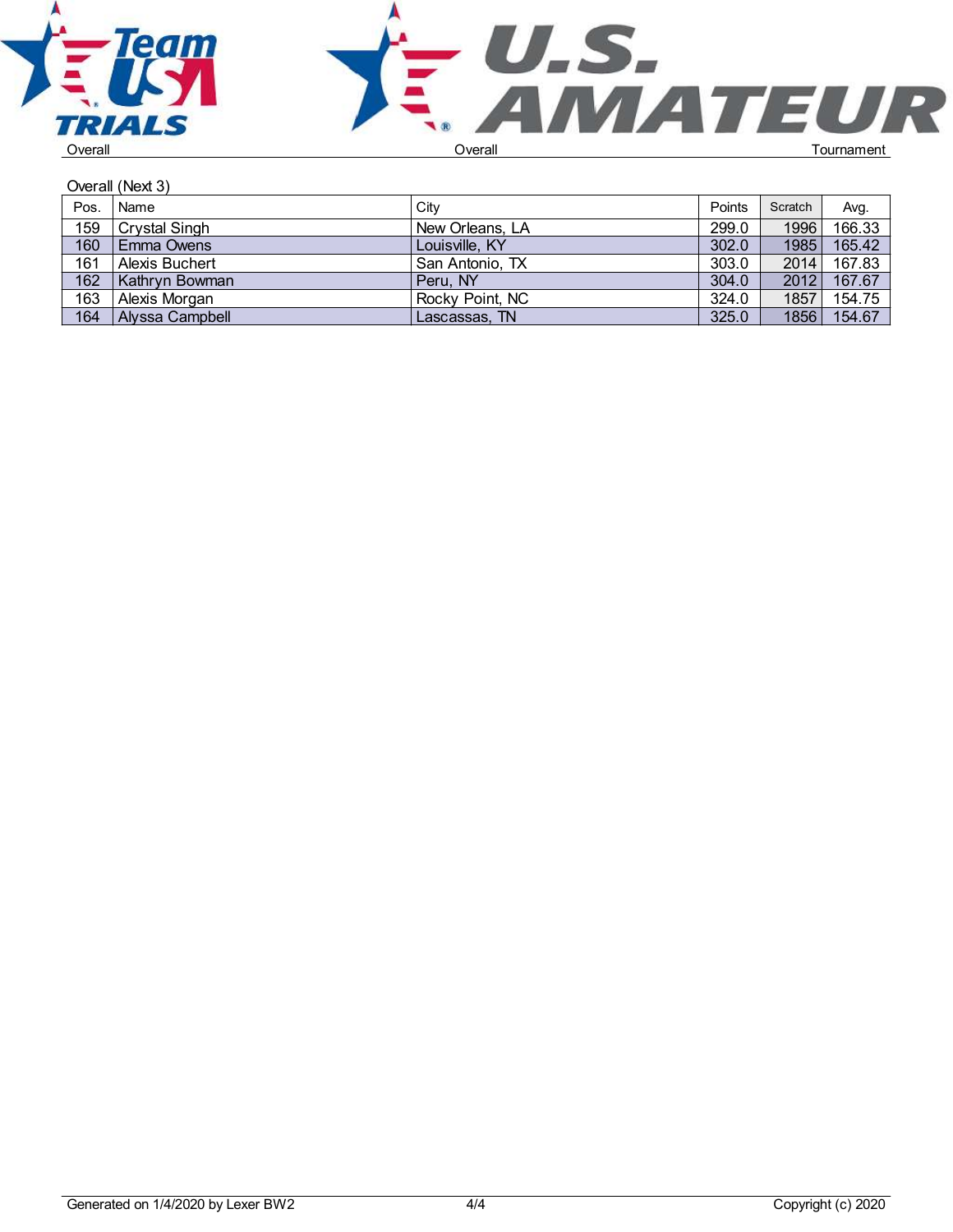Overall | Overall | Tournament

Overall (Next 3)

| Pos. | Name | City | Points | Scratch | Avg. |
|---|---|---|---|---|---|
| 159 | Crystal Singh | New Orleans, LA | 299.0 | 1996 | 166.33 |
| 160 | Emma Owens | Louisville, KY | 302.0 | 1985 | 165.42 |
| 161 | Alexis Buchert | San Antonio, TX | 303.0 | 2014 | 167.83 |
| 162 | Kathryn Bowman | Peru, NY | 304.0 | 2012 | 167.67 |
| 163 | Alexis Morgan | Rocky Point, NC | 324.0 | 1857 | 154.75 |
| 164 | Alyssa Campbell | Lascassas, TN | 325.0 | 1856 | 154.67 |

Generated on 1/4/2020 by Lexer BW2 | Copyright (c) 2020